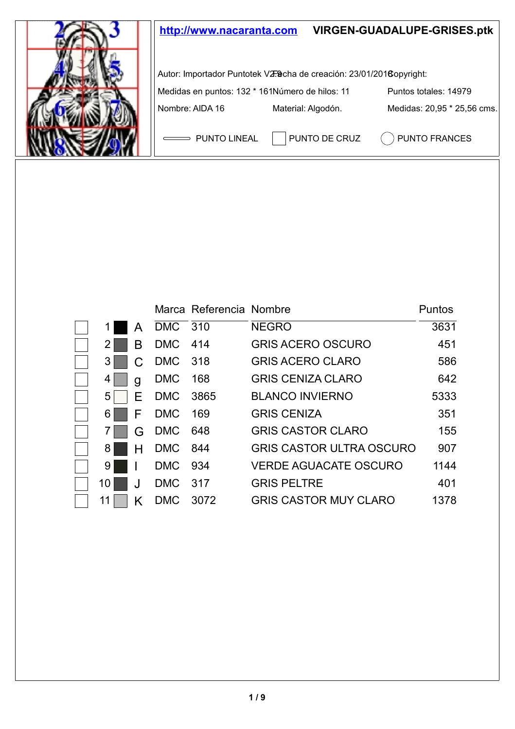http://www.nacaranta.com **VIRGEN-GUADALUPE-GRISES.ptk**

Autor: Importador Puntotek V2.9 Fecha de creación: 23/01/2018 Copyright:

Medidas en puntos: 132 * 161 Número de hilos: 11 Puntos totales: 14979

Nombre: AIDA 16 Material: Algodón. Medidas: 20,95 * 25,56 cms.

PUNTO LINEAL PUNTO DE CRUZ PUNTO FRANCES

| | | | Marca | Referencia | Nombre | Puntos |
|---|---|---|---|---|---|---|
| ☐ | 1 | A | DMC | 310 | NEGRO | 3631 |
| ☐ | 2 | B | DMC | 414 | GRIS ACERO OSCURO | 451 |
| ☐ | 3 | C | DMC | 318 | GRIS ACERO CLARO | 586 |
| ☐ | 4 | g | DMC | 168 | GRIS CENIZA CLARO | 642 |
| ☐ | 5 | E | DMC | 3865 | BLANCO INVIERNO | 5333 |
| ☐ | 6 | F | DMC | 169 | GRIS CENIZA | 351 |
| ☐ | 7 | G | DMC | 648 | GRIS CASTOR CLARO | 155 |
| ☐ | 8 | H | DMC | 844 | GRIS CASTOR ULTRA OSCURO | 907 |
| ☐ | 9 | I | DMC | 934 | VERDE AGUACATE OSCURO | 1144 |
| ☐ | 10 | J | DMC | 317 | GRIS PELTRE | 401 |
| ☐ | 11 | K | DMC | 3072 | GRIS CASTOR MUY CLARO | 1378 |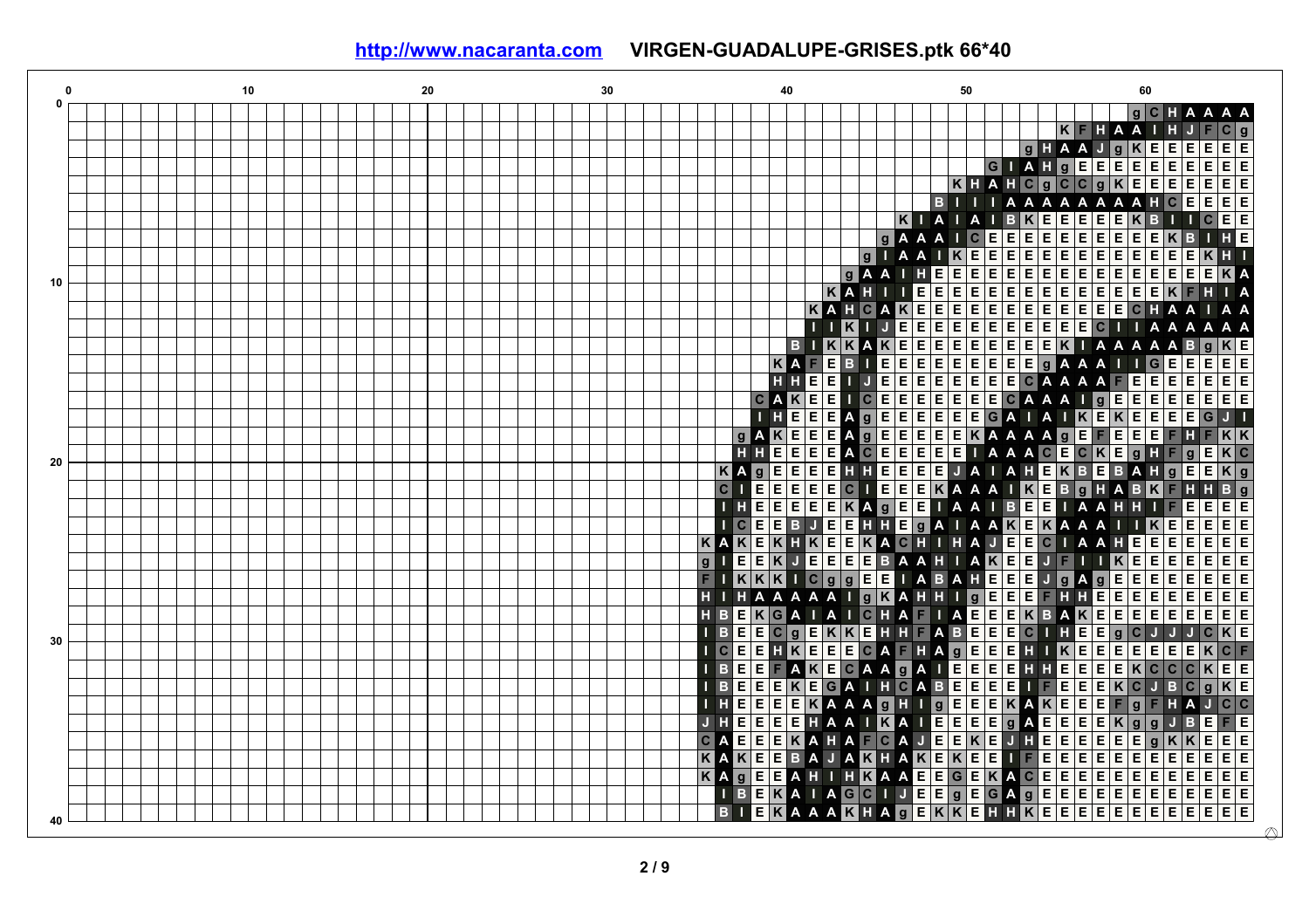```
g C H A A A A A
K F H A A I H J F C g
g H A A J g K E E E E E E
G I A H g E E E E E E E E E E E
K H A H C g C C g K E E E E E E E
B I I I A A A A A A A A H C E E E E
K I A I A I B K E E E E E K B I I C E E
g A A A I C E E E E E E E E E E E K B I H E
g I A A I K E E E E E E E E E E E E E E K H I
g A A I H E E E E E E E E E E E E E E E E E K A
K A H I I E E E E E E E E E E E E E E E E K F H I A
K A H C A K E E E E E E E E E E E E E E C H A A I A A
I I K I J E E E E E E E E E E E E E C I I A A A A A A
B I K K A K E E E E E E E E E E E K I A A A A A B g K E
K A F E B I E E E E E E E E E E E g A A A I I G E E E E E
H H E E I J E E E E E E E E E C A A A A F E E E E E E E
C A K E E I C E E E E E E E E C A A A I g E E E E E E E E
I H E E E A g E E E E E E E G A I A I K E K E E E E G J I
g A K E E E A g E E E E E K A A A A g E F E E E F H F K K
H H E E E E A C E E E E E I A A A C E C K E g H F g E K C
K A g E E E E H H E E E E J A I A H E K B E B A H g E E K g
C I E E E E E C I E E E K A A A I K E B g H A B K F H H B g
I H E E E E E K A g E E I A A I B E E I A A H H I F E E E E
I C E E B J E E H H E g A I A A K E K A A A I I K E E E E E
K A K E K H K E E K A C H I H A J E E C I A A H E E E E E E E E
g I E E K J E E E E B A A H I A K E E J F I I K E E E E E E E E
F I K K K I C g g E E I A B A H E E E J g A g E E E E E E E E E
H I H A A A A A I g K A H H I g E E E F H H E E E E E E E E E E
H B E K G A I A I C H A F I A E E E K B A K E E E E E E E E E E
I B E E C g E K K E H H F A B E E E C I H E E g C J J J C K E
I C E E H K E E E C A F H A g E E E H I K E E E E E E E E K C F
I B E E F A K E C A A g A I E E E E H H E E E E K C C C K E E
I B E E E K E G A I H C A B E E E E I F E E E K C J B C g K E
I H E E E E K A A A g H I g E E E K A K E E E F g F H A J C C
J H E E E E H A A I K A I E E E E g A E E E E K g g J B E F E
C A E E E K A H A F C A J E E K E J H E E E E E E g K K E E E
K A K E E B A J A K H A K E K E E I F E E E E E E E E E E E E
K A g E E A H I H K A A E E G E K A C E E E E E E E E E E E E E
I B E K A I A G C I J E E g E G A g E E E E E E E E E E E E
B I E K A A A K H A g E K K E H H K E E E E E E E E E E E E E
```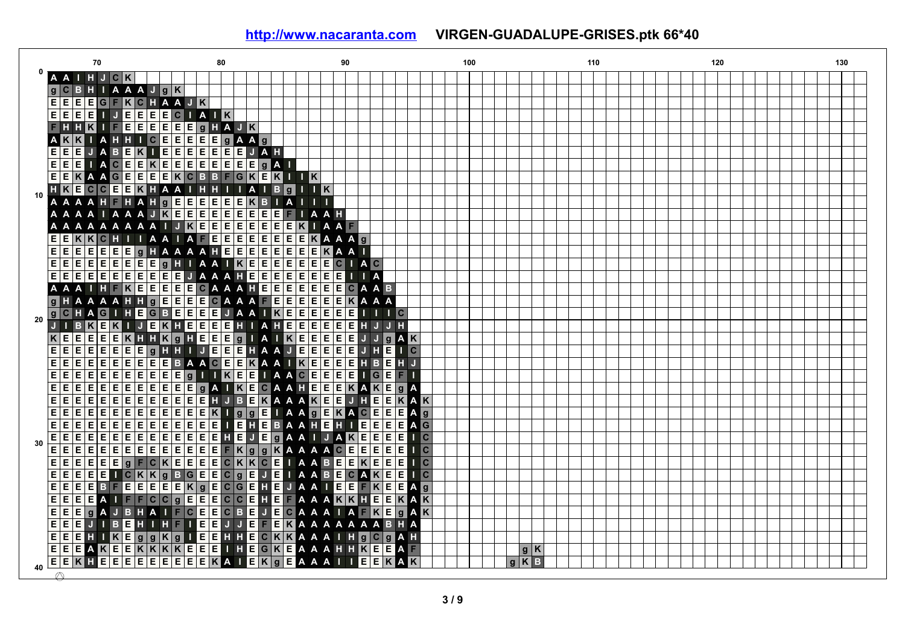**http://www.nacaranta.com** **VIRGEN-GUADALUPE-GRISES.ptk 66*40**

| 0 | A A I H J C K |
|---|---|
| | g C B H I A A A J g K |
| | E E E E G F K C H A A J K |
| | E E E E I J E E E E C I A I K |
| | F H H K I F E E E E E E g H A J K |
| | A K K I A H H I C E E E E E g A A g |
| | E E E J A B E K I E E E E E E E J A H |
| | E E E I A C E E K E E E E E E E E g A I |
| | E E K A A G E E E E K C B B F G K E K I I K |
| | H K E C C E E K H A A I H H I I A I B g I I K |
| 10 | A A A A H F H A H g E E E E E E K B I A I I I |
| | A A A A I A A A J K E E E E E E E E E F I A A H |
| | A A A A A A A A A I J K E E E E E E E E E K I A A F |
| | E E K K C H I I A A I A F E E E E E E E E E K A A A g |
| | E E E E E E E g H A A A A H E E E E E E E E E K A A I |
| | E E E E E E E E E g H I A A I K E E E E E E E E C I A C |
| | E E E E E E E E E E E J A A A H E E E E E E E E E I I A |
| | A A A I H F K E E E E E C A A A H E E E E E E E C A A B |
| | g H A A A A H H g E E E E C A A A F E E E E E E E K A A A |
| | g C H A G I H E G B E E E E J A A I K E E E E E E I I I C |
| 20 | J I B K E K I J E K H E E E E H I A H E E E E E E E H J J H |
| | K E E E E E K H H K g H E E E g I A I K E E E E E E J J g A K |
| | E E E E E E E E g H H I J E E E H A A J E E E E E E J H E I C |
| | E E E E E E E E E E B A A C E E E K A A I K E E E E E H B E H J |
| | E E E E E E E E E E E g I I K E E E I A A C E E E E E I G E F I |
| | E E E E E E E E E E E E g A I K E C A A H E E E E K A K E g A |
| | E E E E E E E E E E E E E H J B E K A A A K E E J H E E E K A K |
| | E E E E E E E E E E E E E K I g g E I A A g E K A C E E E E A g |
| | E E E E E E E E E E E E E E I E H E B A A H E H I E E E E E A G |
| | E E E E E E E E E E E E E E H E J E g A A I J A K E E E E E I C |
| 30 | E E E E E E E E E E E E E E F K g g K A A A A C E E E E E E I C |
| | E E E E E E g F C K E E E E C K K C E I A A B E E K E E E E I C |
| | E E E E E I C K K g B G E E C g E J E I A A B E C A K E E E I C |
| | E E E E B F E E E E E K g E C G E H E J A A I E E F K E E E A g |
| | E E E E A I F F C C g E E E C C E H E F A A A K K H E E E K A K |
| | E E E g A J B H A I F C E E C B E J E C A A A I A F K E g A K |
| | E E E J I B E H I H F I E E J J E F E K A A A A A A A A B H A |
| | E E E H I K E g g K g I E E H H E C K K A A A I H g C g A H |
| | E E E A K E E K K K K E E E I H E G K E A A A H H K E E E A F ... g K |
| 40 | E E K H E E E E E E E E E E K A I E K g E A A A I I E E E K A K ... g K B |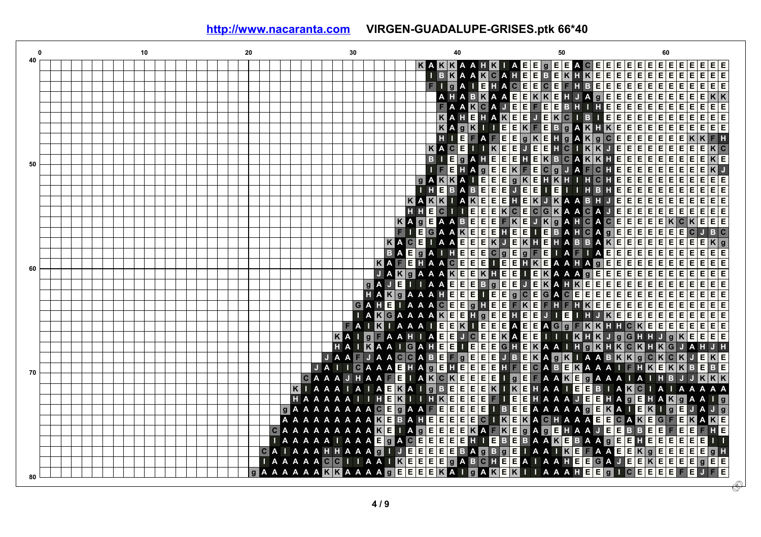**http://www.nacaranta.com** **VIRGEN-GUADALUPE-GRISES.ptk 66*40**

| Row | Pattern |
|---|---|
| 40 | K A K K A A H K I A E E g E E A C E E E E E E E E E E E E E |
| 41 | I B K A A K C A H E E B E K H K E E E E E E E E E E E E E |
| 42 | F I g A I E H A C E E C E F H B E E E E E E E E E E E E E |
| 43 | A H A B K A A E E K K E H J A g E E E E E E E E E E E K K |
| 44 | F A A K C A J E E F E E B H I H E E E E E E E E E E E E |
| 45 | K A H E H A K E E J E K C I B I E E E E E E E E E E E E |
| 46 | K A g K I I E E K F E B g A K H K E E E E E E E E E E E |
| 47 | H I E F A F E E g K E H g A K g C E E E E E E E E K K F H |
| 48 | K A C E I I K E E J E E H C I K K J E E E E E E E E E K C |
| 49 | B I E g A H E E E H E K B C A K K H E E E E E E E E E K E |
| 50 | I F E H A g E E K F E C g J A F C H E E E E E E E E E K J |
| 51 | g A K K A I E E E g K E H K H I H C H E E E E E E E E E E E |
| 52 | I H E B A B E E E J E E I E I I H B H E E E E E E E E E E E |
| 53 | K A K K I A K E E E H E K J K A A B H J E E E E E E E E E E E |
| 54 | H H E C I I E E E K C E C G K A A C A J E E E E E E E E E E E |
| 55 | K A g E A A B E E E F K E J K g A H C A C E E E E E K C K E E E |
| 56 | F I E G A A K E E E H E E I E B A H C A g E E E E E E E C J B C |
| 57 | K A C E I A A E E E K J E K H E H A B B A K E E E E E E E E E K g |
| 58 | B A E g A I H E E E C g E g F E I A F I A E E E E E E E E E E E |
| 59 | K A F E H A A C E E E I E E H K E A A H A g E E E E E E E E E E E |
| 60 | J A K g A A A K E E K H E E I E K A A A g E E E E E E E E E E E E |
| 61 | g A J E I I A A E E E B g E E J E K A H K E E E E E E E E E E E E E |
| 62 | H A K g A A A H E E E I E E g C E G A C E E E E E E E E E E E E E E |
| 63 | G A H E I A A A C E E g H E E F K E F H F H K E E E E E E E E E E E E |
| 64 | I A K G A A A A K E E H g E E H E E J I E I H J K E E E E E E E E E E E |
| 65 | F A I K I A A A I E E K I E E E A E E A G g F K K H H C K E E E E E E E E |
| 66 | K A I g F A A H I A E E J C E E K A E E I I I K H K J g G H H J g K E E E E |
| 67 | H A I K A A I G A H E E I E E E G H E K A A I H g K H K C K H K G J A H J H |
| 68 | J A A F J A A C C A B E F g E E E J B E K A g K I A A B K K g C K C K J E K E |
| 69 | J A I I C A A A E H A g E H E E E E H F E C A B E K A A A I F H K E K K B E B E |
| 70 | C A A A J H A A F E I A K C K E E E E I g E F A A K E g A A A I A I H B J J K K K |
| 71 | K I A A A I A I A E K A I g B E E E E K I K E H A A I E E B I A K C I A I A A A A A |
| 72 | H A A A A A I I H E K I I H K E E E E F I E E H A A A J E E H A g E H A K g A A I g |
| 73 | g A A A A A A A A C E g A A F E E E E E I B E E A A A A A g E K A I E K I g E J A J g |
| 74 | A A A A A A A A A K E B A H E E E E E C I K E K A C H A A A E E C A K E G F E K A K E |
| 75 | C A A A A A A A A A K E I A g E E E E K A F K E g A g E H A A J E E B B E E F E E F H E |
| 76 | I A A A A A I A A A E g A C E E E E E H I E B E B A A K E B A A g E E H E E E E E E I I |
| 77 | C A I A A A H H A A A g I J E E E E E B A g B g E I A A I K E F A A E E K g E E E E E g H |
| 78 | I A A A A A C C I I A A I K E E E E g A B C H E E A I A A H E E G A J E E K E E E E E g E E |
| 79 | g A A A A A A K K A A A A g E E E E K A I g A K E K I I A A A H E E g I C E E E E F E J F E |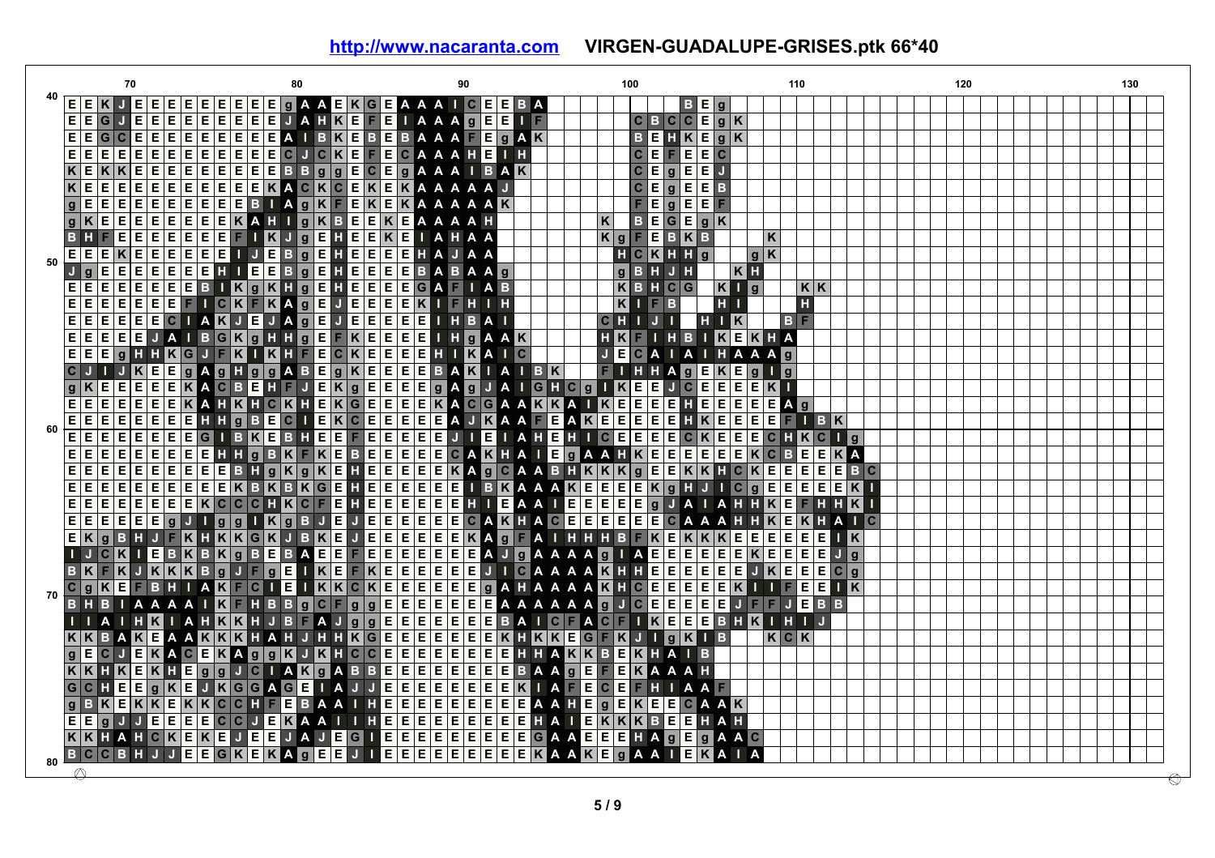**http://www.nacaranta.com** **VIRGEN-GUADALUPE-GRISES.ptk 66*40**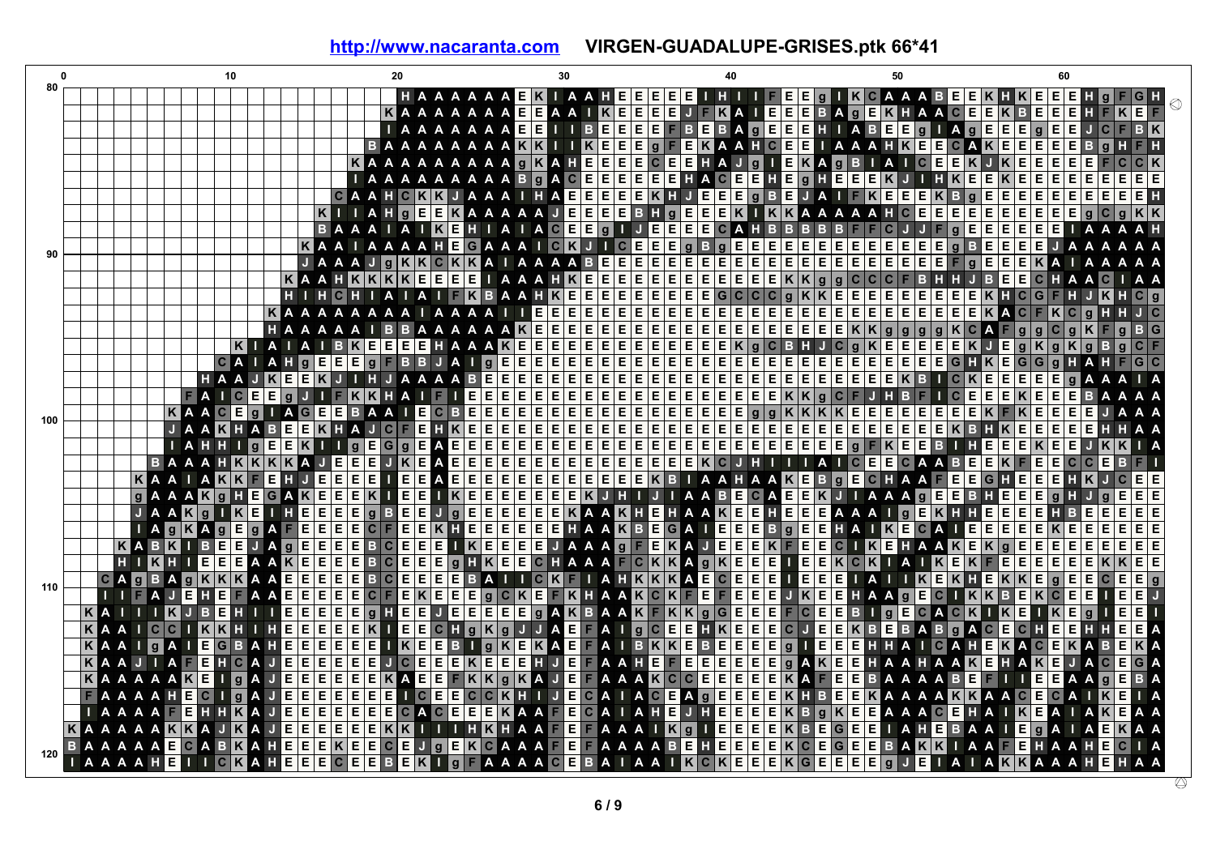# http://www.nacaranta.com VIRGEN-GUADALUPE-GRISES.ptk 66*41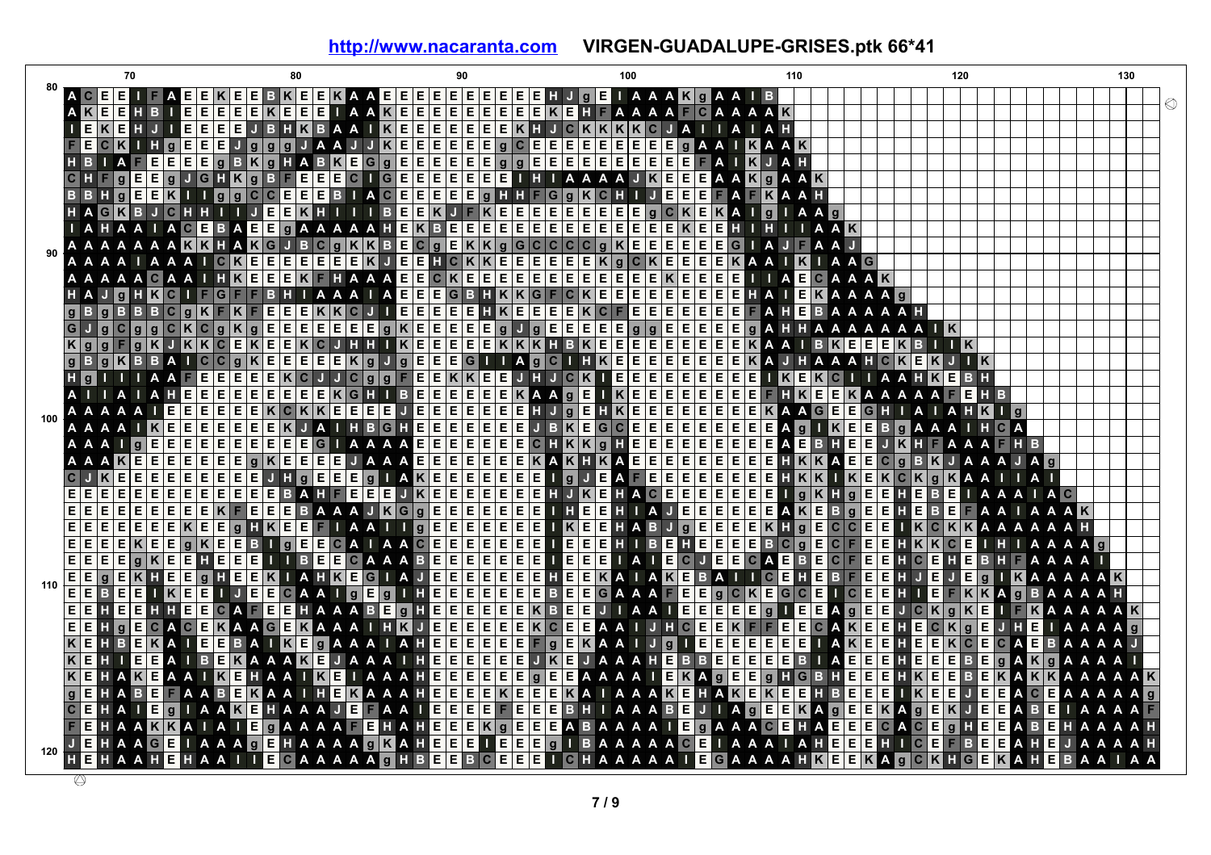# http://www.nacaranta.com VIRGEN-GUADALUPE-GRISES.ptk 66*41

Column markers: 70, 80, 90, 100, 110, 120, 130

```
80  A C E E I F A E E K E E B K E E K A A E E E E E E E E E E E H J g E I A A A K g A A I B
81  A K E E H B I E E E E E K E E E I A A K E E E E E E E E E E E K E H F A A A A F C A A A A K
82  I E K E H J I E E E E J B H K B A A I K E E E E E E E E K H J C K K K K C J A I I A I A H
83  F E C K I H g E E E J g g g J A A J J K E E E E E E g C E E E E E E E E E g A A I K A A K
84  H B I A F E E E E g B K g H A B K E g E E E E E E g g E E E E E E E E E E F A I K J A H
85  C H F g E E g J G H K g B F E E E C I G E E E E E E E E I H I A A A A J K E E E A A K g A A K
86  B B H g E E K I I g g C C E E E B I A C E E E E E g H H F G g K C H I J E E E F A F K A A H
87  H A G K B J C H H I I J E E K H I I I B E E K J F K E E E E E E E E E E g C K E K A I g I A A g
88  I A H A A I A C E B A E E g A A A A A H E K B E E E E E E E E E E E E E K E E H I H I I A A K
89  A A A A A A A K K H A K G J B C g K K B E C g E K K g G C C C C g K E E E E E E G I A J F A A J
90  A A A A I A A A I C K E E E E E E E K J E E H C K K E E E E E E K g C K E E E E K A A I K I A A G
91  A A A A A C A A I H K E E E K F H A A A E E C K E E E E E E E E E E E K E E E E I I A E C A A A K
92  H A J g H K C I F G F F B H I A A A I A E E E G B H K K G F C K E E E E E E E E E H A I E K A A A A g
93  g B g B B B C g K F K F E E E K K C J I E E E E E H K E E E E K C F E E E E E E E E F A H E B A A A A A H
94  G J g C g g C K C g K g E E E E E E E g K E E E E E g J g E E E E E g g E E E E E g A H H A A A A A A A I K
95  K g g F g K J K K C E K E E K C J H H I K E E E E E K K K H B K E E E E E E E E E E K A A I B K E E E K B I I K
96  g B g K B B A I C C g K E E E E E K g J g E E E G I I A g C I H K E E E E E E E E E K A J H A A A H C K E K J I K
97  H g I I I A A F E E E E E E K C J J C g g F E E K K E E J H J C K I E E E E E E E E E E I K E K C I I A A H K E B H
98  A I I A I A H E E E E E E E E E E K G H I B E E E E E E E K A A g E I K E E E E E E E E F H K E E K A A A A A F E H B
99  A A A A A I E E E E E E K C K K E E E E J E E E E E E E E H J g E H K E E E E E E E E E K A A G E E G H I A I A H K I g
100 A A A A I K E E E E E E E E K J A I H B G H E E E E E E E E J B K E G C E E E E E E E E E A g I K E E B g A A A I H C A
101 A A A I g E E E E E E E E E E E G I A A A A E E E E E E E E C H K K g H E E E E E E E E E E A E B H E E J K H F A A A F H B
102 A A A K E E E E E E E E E g K E E E E E J A A A E E E E E E E E K A K H K A E E E E E E E E E E H K K A E E C g B K J A A A J A g
103 C J K E E E E E E E E E E J H g E E E g I A K E E E E E E E E I g J E A F E E E E E E E E E H K K I K E K C K g K A A I I A I
104 E E E E E E E E E E E E E E B A H F E E E J K E E E E E E E E E H J K E H A C E E E E E E E E I g K H g E E H E B E I A A A I A C
105 E E E E E E E E E E K F E E E B A A A J K G g E E E E E E E E I H E E H I A J E E E E E E A K E B g E E H E B E F A A I A A A K
106 E E E E E E E K E E g H K E E F I A A I I g E E E E E E E E I K E E H A B J g E E E E K H g E C C E E I K C K K A A A A A A H
107 E E E E K E E g K E E B I g E E C A I A A C E E E E E E E E I E E E H I B E H E E E E B C g E C F E E H K K C E I H I A A A A g
108 E E E E g K E E H E E E I I B E E C A A A B E E E E E E E E I E E E I A I E C J E E C A E B E C F E E H C E H E B H F A A A A I
109 E E g E K H E E g H E E K I A H K E G I A J E E E E E E E E H E E K A I A K E B A I I C E H E B F E E H J E J E g I K A A A A A K
110 E E B E E I K E E I J E E C A A I g E g I H E E E E E E E E B E E G A A A F E E g C K E G C E I C E E H I E F K K A g B A A A A H
111 E E H E E H H E E C A F E E H A A A B E g H E E E E E E E K B E E J I A A I E E E E E g I E E A g E E J C K g K E I F K A A A A A K
112 E E H g E C A C E K A A G E K A A A I H K J E E E E E E E K C E E A A I J H C E E K F F E E C A K E E H E C K g E J H E I A A A A g
113 K E H B E K A I E E B A I K E g A A A I A H E E E E E E F g E K A A I J g I E E E E E E E E I A K E E H E E K C E C A E B A A A A J
114 K E H I E E A I B E K A A A K E J A A A I H E E E E E E E J K E J A A A H E B B E E E E E E B I A E E E H E E E E B E g A K g A A A A I
115 K E H A K E A A I K E H A A I K E I A A A H E E E E E E E g E E A A A A I E K A g E E g H G B H E E E H K E E B E K A K K A A A A A K
116 g E H A B E F A A B E K A A I H E K A A A H E E E E K E E E K A I A A A K E H A K E K E E H B E E E I K E E J E E A C E A A A A A g
117 C E H A I E g I A A K E H A A A J E F A A I E E E E F E E E B H I A A A B E J I A g E E K A g E E K A g E K J E E A B E I A A A A F
118 F E H A A K K A I A I E g A A A A F E H A H E E E K g E E E A B A A A A I E g A A A C E H A E E E C A C E g H E E A B E H A A A A H
119 J E H A A G E I A A A g E H A A A A g K A H E E E I E E E g I B A A A A A C E I A A A I A H E E E E H I C E F B E E A H E J A A A A H
120 H E H A A H E H A A I I E C A A A A A g H B E E B C E E E I C H A A A A A I E G A A A A H K E E K A g C K H G E K A H E B A A I A A
```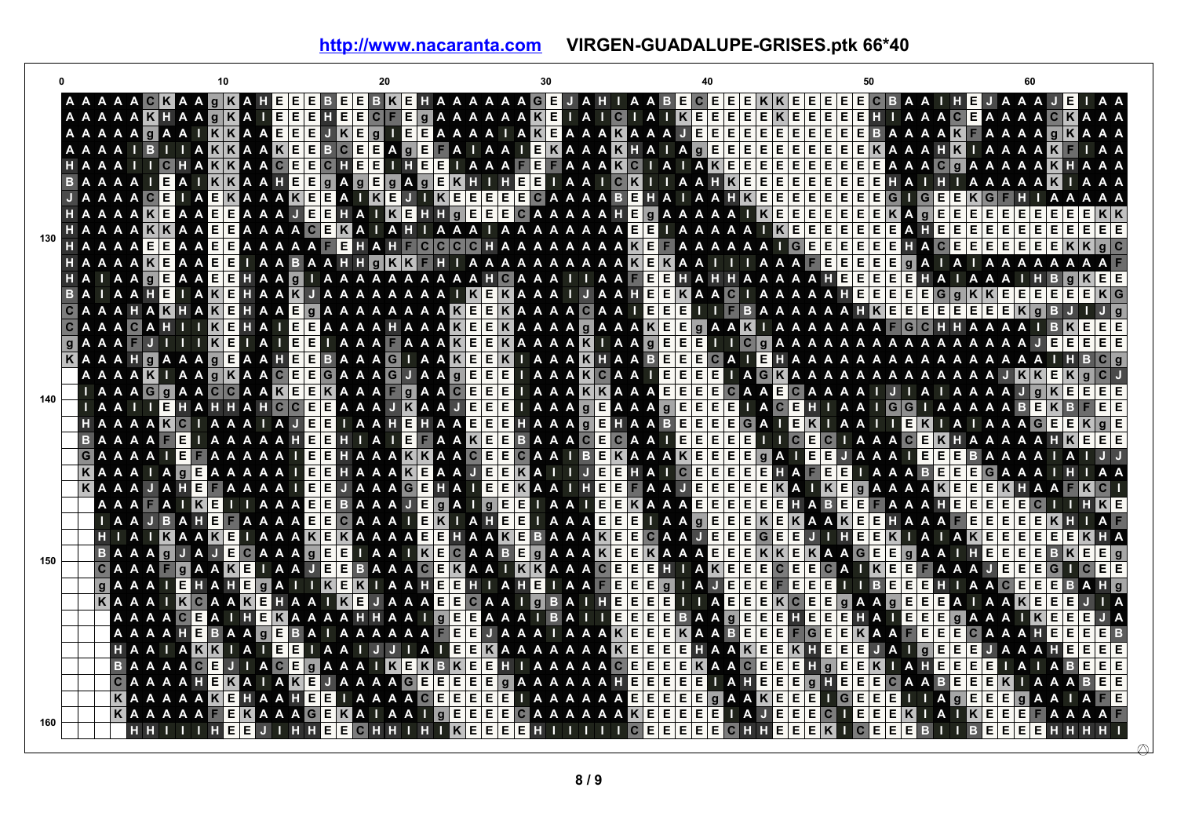**http://www.nacaranta.com** **VIRGEN-GUADALUPE-GRISES.ptk 66*40**

```
0                   10                  20                  30                  40                  50                  60
    A A A A A C K A A g K A H E E E B E E B K E H A A A A A A G E J A H I A A B E C E E E K K E E E E E C B A A I H E J A A A J E I A A
    A A A A A K H A A g K A I E E E H E E C F E g A A A A A A K E I A I C I A I K E E E E E K E E E E E H I A A A C E A A A A C K A A A
    A A A A A g A A I K K A A E E E J K E g I E E A A A A I A K E A A A K A A A J E E E E E E E E E E E B A A A A K F A A A A g K A A A
    A A A A I B I I A K K A A K E E B C E E A g E F A I A A I E K A A A K H A I A g E E E E E E E E E E E K A A A H K I A A A A K F I A A
    H A A A I I C H A K K A A C E E C H E E I H E E I A A A F E F A A A K C I A I A K E E E E E E E E E E E A A A C g A A A A A K H A A A
    B A A A A I E A I K K A A H E E g A g E g A g E K H I H E E I A A I C K I I A A H K E E E E E E E E E E H A I H I A A A A A K I A A A
    J A A A A C E I A E K A A A K E E A I K E J I K E E E E E C A A A A B E H A I A A H K E E E E E E E E E G I G E E K G F H I A A A A A
    H A A A A K E A A E E A A A J E E H A I K E H H g E E E C A A A A A H E g A A A A A I K E E E E E E E E K A g E E E E E E E E E E E K K
130 H A A A A K K A A E E A A A A C E K A I A H I A A A I A A A A A A A A E E I A A A A A I K E E E E E E E E A H E E E E E E E E E E E E E
    H A A A A E E A A E E A A A A A F E H A H F C C C C H A A A A A A A A A K E F A A A A A A I G E E E E E E E H A C E E E E E E E E K K g C
    H A A A A K E A A E E I A A B A A H H g K K F H I A A A A A A A A A A K E K A A I I I A A A F E E E E E g A I A I A A A A A A A A A F
    H A I A A g E A A E E H A A g I A A A A A A A A A A A H C A A A I I A A F E E H A H H A A A A A H E E E E E H A I A A A I H B g K E E
    B A I A A H E I A K E H A A K J A A A A A A A A A I K E K A A A I J A A H E E K A A C I A A A A A H E E E E E G g K K E E E E E E E K G
    C A A A H A K H A K E H A A E g A A A A A A A A A K E E K A A A A C A A I E E E I I F B A A A A A A H K E E E E E E E E K g B J I J g
    C A A A C A H I I K E H A I E E A A A A H A A A K E E K A A A A g A A A K E E g A A K I A A A A A A A F G C H H A A A A I B K E E E
    g A A A F J I I I K E I A I E E I A A A F A A A K E E K A A A A K I A A g E E E I I C g A A A A A A A A A A A A A A A A A J E E E E E
    K A A A H g A A A g E A A H E E B A A A G I A A K E E K I A A A K H A A B E E E C A I E H A A A A A A A A A A A A A A A A I H B C g
      A A A A K I A A g K A A C E E G A A A G J A A g E E E I A A A K C A A I E E E E I A G K A A A A A A A A A A A A A A J K K E K g C J
140   I A A A G g A A C C A A K E E K A A A F g A A C E E E I A A A K K A A A E E E E C A A E C A A A A I J I A I A A A A J g K E E E E
      I A A I I E H A H H A H C C E E A A A J K A A J E E E I A A A g E A A A g E E E E I A C E H I A A I G G I A A A A B E K B F E E
      H A A A A K C I A A A I A J E E I A A H E H A A E E E H A A A g E H A A B E E E E G A I E K I A A I I E K I A I A A A G E E K g E
        B A A A A F E I A A A A A H E E H I A I E F A A K E E B A A A C E C A A I E E E E E I I C E C I A A A C E K H A A A A A H K E E E
        G A A A A I E F A A A A A I E E H A A A K K A A C E E C A A I B E K A A A K E E E E g A I E E J A A A I E E E B A A A A I A I J J
        K A A A I A g E A A A A A I E E H A A A K E A A J E E K A I I J E E H A I C E E E E E H A F E E I A A A B E E E G A A A I H I A A
        K A A A J A H E F A A A A I E E J A A A G E H A I E E K A A I H E E F A A J E E E E E K A I K E g A A A A K E E E K H A A F K C I
          A A A F A I K E I I A A A E E E B A A A J E g A I g E E I A A I E E K A A A E E E E E E E H A B E E F A A A H E E E E E C I I H K E
          I A A J B A H E F A A A A E E C A A A I E K I A H E E I A A A E E E I A A g E E E K E K A A K E E H A A A F E E E E E K H I A F
          H I A I K A A K E I A A A K E K A A A A E E H A A K E B A A A K E E C A A J E E E G E E J I H E E K I A I A K E E E E E E E K H A
150       B A A A g J A J E C A A A g E E I A A I K E C A A B E g A A A K E E K A A A E E E K K E K A A G E E g A A I H E E E E B K E E g
          C A A A F g A A K E I A A J E E B A A A C E K A A I K K A A A C E E E H I A K E E E C E E C A I K E E F A A A J E E E G I C E E
          g A A A I E H A H E g A I I K E K I A A H E E H I A H E I A A F E E E g I A J E E E F E E E I I B E E E H I A A C E E E B A H g
          K A A A I K C A A K E H A A I K E J A A A E E C A A I g B A I H E E E E I A E E E K C E E g A A g E E E A I A A K E E E J I A
            A A A A C E A I H E K A A A A H H A A I g E E A A A I B A I I E E E E B A A g E E E H E E E H A I E E E g A A A I K E E E J A
            A A A A H E B A A g E B A I A A A A A A F E E J A A A I A A A K E E E K A A B E E E F G E E K A A F E E E C A A A H E E E E B
              H A A I A K K I A I E E I A A I J J I A I E E K A A A A A A A K E E E E H A A K E E K H E E E J A I g E E E J A A A H E E E E
              B A A A A C E J I A C E g A A A I K E K B K E E H I A A A A A C E E E E K A A C E E E H g E E K I A H E E E E I A I A B E E E
              C A A A A H E K A I A K E J A A A A G E E E E E g A A A A A A H E E E E E I A H E E E g H E E E C A A B E E E K I A A A B E E
                K A A A A A K E H A A H E E I A A A A C E E E E E I A A A A A A E E E E E g A A K E E E I G E E E I I A g E E E g A A I A F E
                K A A A A A F E K A A A G E K A I A A I g E E E E C A A A A A A K E E E E E I A J E E E C I E E E K I A I K E E E F A A A A F
160               H H I I I H E E J I H H E E C H H I H I K E E E E H I I I I I C E E E E E C H H E E E K I C E E E B I I B E E E E H H H H I
```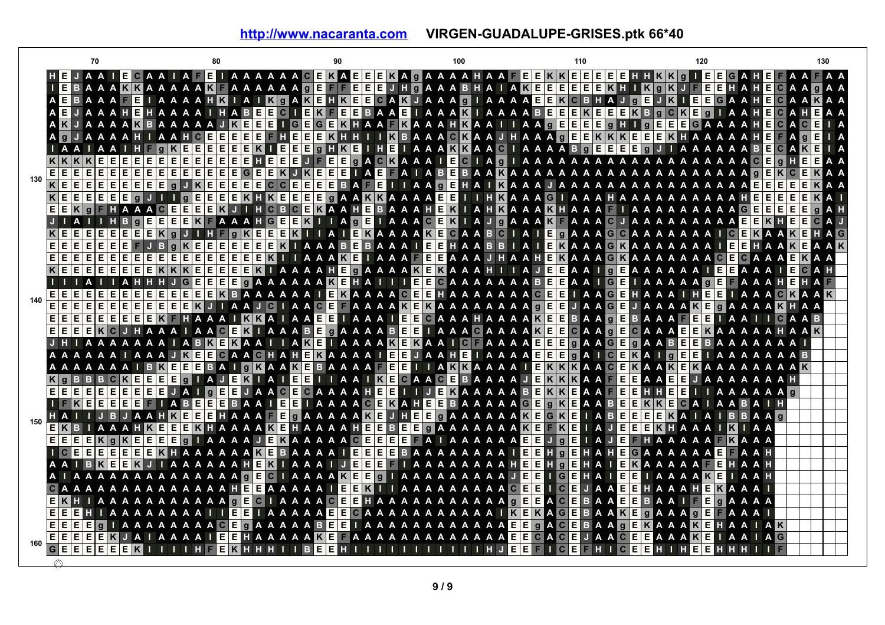http://www.nacaranta.com VIRGEN-GUADALUPE-GRISES.ptk 66*40

70

80

90

100

110

120

130

130

140

150

160